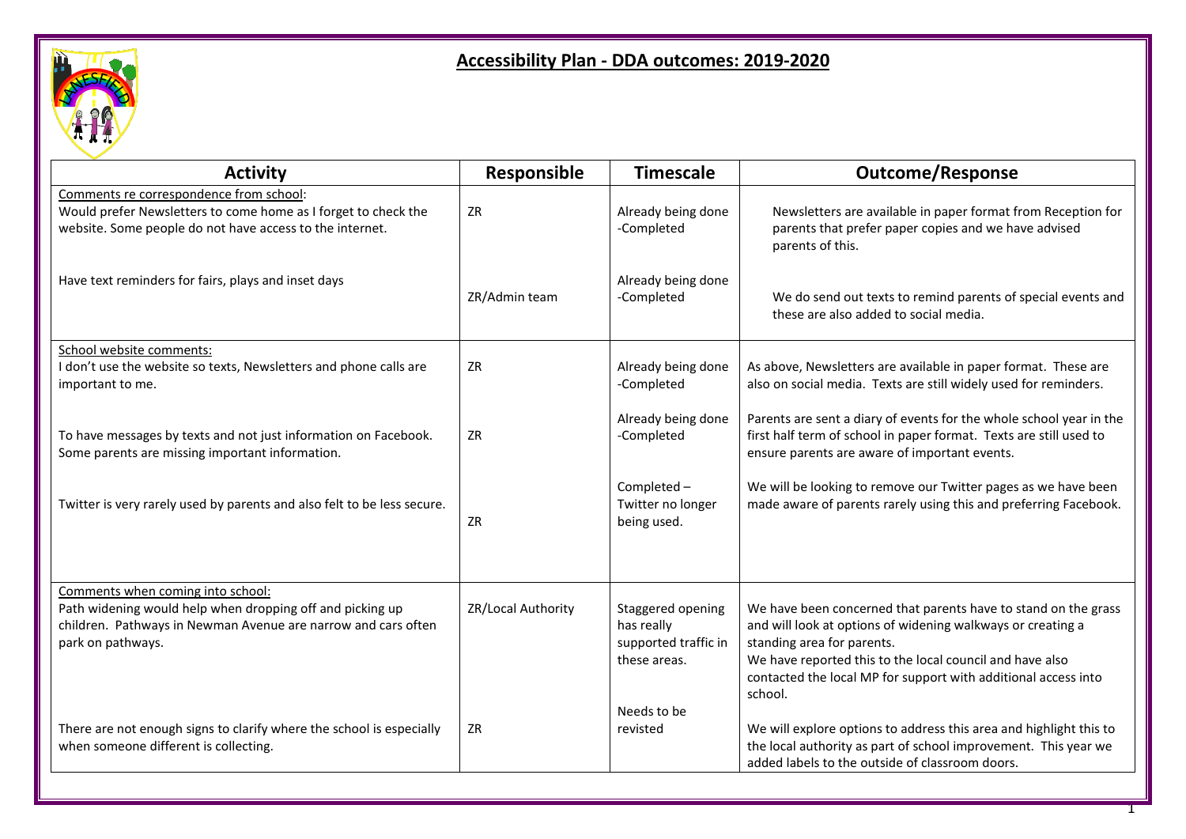# Accessibility Plan - DDA outcomes: 2019-2020

| Activity | Responsible | Timescale | Outcome/Response |
|---|---|---|---|
| Comments re correspondence from school: | | | |
| Would prefer Newsletters to come home as I forget to check the website. Some people do not have access to the internet. | ZR | Already being done -Completed | Newsletters are available in paper format from Reception for parents that prefer paper copies and we have advised parents of this. |
| Have text reminders for fairs, plays and inset days | ZR/Admin team | Already being done -Completed | We do send out texts to remind parents of special events and these are also added to social media. |
| School website comments: | | | |
| I don't use the website so texts, Newsletters and phone calls are important to me. | ZR | Already being done -Completed | As above, Newsletters are available in paper format. These are also on social media. Texts are still widely used for reminders. |
| To have messages by texts and not just information on Facebook. Some parents are missing important information. | ZR | Already being done -Completed | Parents are sent a diary of events for the whole school year in the first half term of school in paper format. Texts are still used to ensure parents are aware of important events. |
| Twitter is very rarely used by parents and also felt to be less secure. | ZR | Completed – Twitter no longer being used. | We will be looking to remove our Twitter pages as we have been made aware of parents rarely using this and preferring Facebook. |
| Comments when coming into school: | | | |
| Path widening would help when dropping off and picking up children. Pathways in Newman Avenue are narrow and cars often park on pathways. | ZR/Local Authority | Staggered opening has really supported traffic in these areas. | We have been concerned that parents have to stand on the grass and will look at options of widening walkways or creating a standing area for parents. We have reported this to the local council and have also contacted the local MP for support with additional access into school. |
| There are not enough signs to clarify where the school is especially when someone different is collecting. | ZR | Needs to be revisted | We will explore options to address this area and highlight this to the local authority as part of school improvement. This year we added labels to the outside of classroom doors. |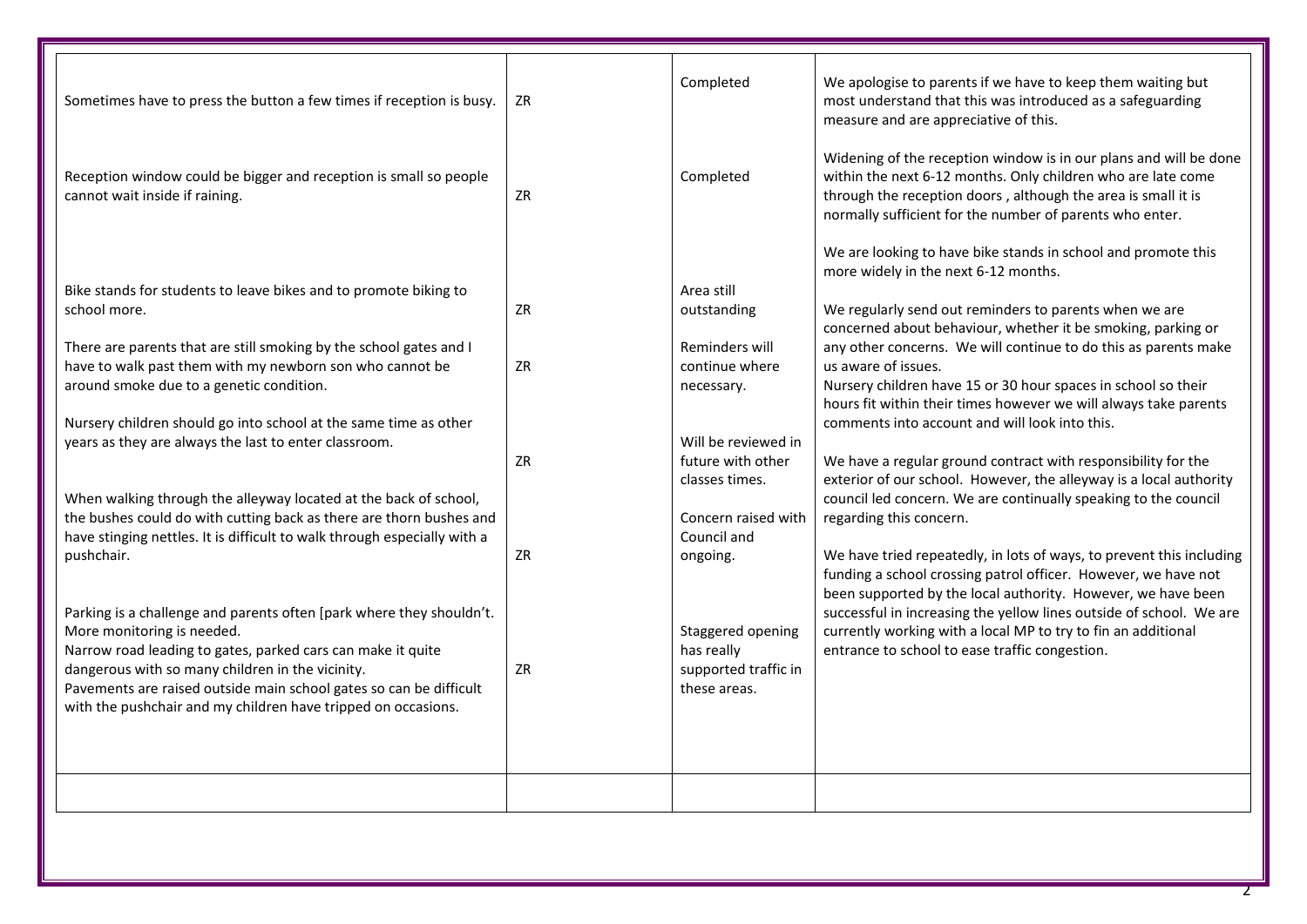| | | | |
|---|---|---|---|
| Sometimes have to press the button a few times if reception is busy. | ZR | Completed | We apologise to parents if we have to keep them waiting but most understand that this was introduced as a safeguarding measure and are appreciative of this. |
| Reception window could be bigger and reception is small so people cannot wait inside if raining. | ZR | Completed | Widening of the reception window is in our plans and will be done within the next 6-12 months. Only children who are late come through the reception doors , although the area is small it is normally sufficient for the number of parents who enter. |
| Bike stands for students to leave bikes and to promote biking to school more. | ZR | Area still outstanding | We are looking to have bike stands in school and promote this more widely in the next 6-12 months. |
| There are parents that are still smoking by the school gates and I have to walk past them with my newborn son who cannot be around smoke due to a genetic condition. | ZR | Reminders will continue where necessary. | We regularly send out reminders to parents when we are concerned about behaviour, whether it be smoking, parking or any other concerns. We will continue to do this as parents make us aware of issues. |
| Nursery children should go into school at the same time as other years as they are always the last to enter classroom. | ZR | Will be reviewed in future with other classes times. | Nursery children have 15 or 30 hour spaces in school so their hours fit within their times however we will always take parents comments into account and will look into this. |
| When walking through the alleyway located at the back of school, the bushes could do with cutting back as there are thorn bushes and have stinging nettles. It is difficult to walk through especially with a pushchair. | ZR | Concern raised with Council and ongoing. | We have a regular ground contract with responsibility for the exterior of our school. However, the alleyway is a local authority council led concern. We are continually speaking to the council regarding this concern. |
| Parking is a challenge and parents often [park where they shouldn't. More monitoring is needed.<br>Narrow road leading to gates, parked cars can make it quite dangerous with so many children in the vicinity.<br>Pavements are raised outside main school gates so can be difficult with the pushchair and my children have tripped on occasions. | ZR | Staggered opening has really supported traffic in these areas. | We have tried repeatedly, in lots of ways, to prevent this including funding a school crossing patrol officer. However, we have not been supported by the local authority. However, we have been successful in increasing the yellow lines outside of school. We are currently working with a local MP to try to fin an additional entrance to school to ease traffic congestion. |
| | | | |